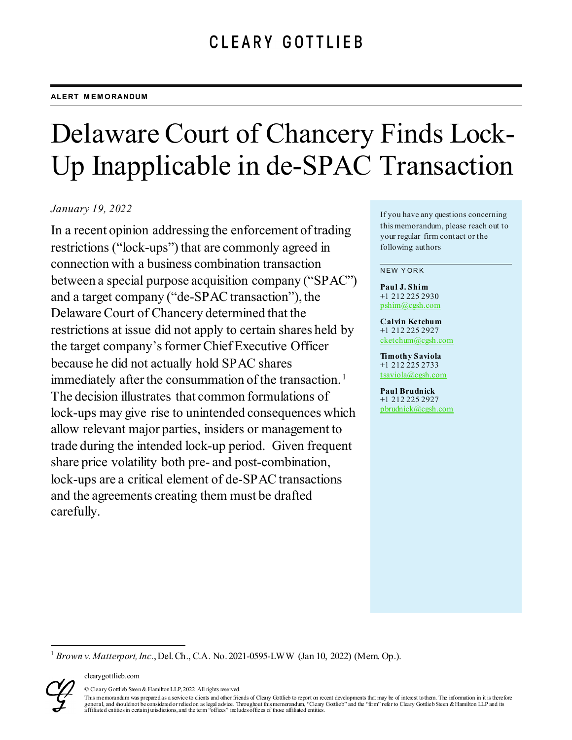CLEARY GOTTLIEB

**ALERT MEMORANDUM**

# Delaware Court of Chancery Finds Lock-Up Inapplicable in de-SPAC Transaction

*January 19, 2022*

In a recent opinion addressing the enforcement of trading restrictions ("lock-ups") that are commonly agreed in connection with a business combination transaction between a special purpose acquisition company ("SPAC") and a target company ("de-SPAC transaction"), the Delaware Court of Chancery determined that the restrictions at issue did not apply to certain shares held by the target company's former Chief Executive Officer because he did not actually hold SPAC shares immediately after the consummation of the transaction.[1] The decision illustrates that common formulations of lock-ups may give rise to unintended consequences which allow relevant major parties, insiders or management to trade during the intended lock-up period. Given frequent share price volatility both pre- and post-combination, lock-ups are a critical element of de-SPAC transactions and the agreements creating them must be drafted carefully.

If you have any questions concerning this memorandum, please reach out to your regular firm contact or the following authors

NEW YORK

**Paul J. Shim**
+1 212 225 2930
pshim@cgsh.com

**Calvin Ketchum**
+1 212 225 2927
cketchum@cgsh.com

**Timothy Saviola**
+1 212 225 2733
tsaviola@cgsh.com

**Paul Brudnick**
+1 212 225 2927
pbrudnick@cgsh.com

[1] *Brown v. Matterport, Inc.*, Del. Ch., C.A. No. 2021-0595-LWW (Jan 10, 2022) (Mem. Op.).

clearygottlieb.com

© Cleary Gottlieb Steen & Hamilton LLP, 2022. All rights reserved.

This memorandum was prepared as a service to clients and other friends of Cleary Gottlieb to report on recent developments that may be of interest to them. The information in it is therefore general, and should not be considered or relied on as legal advice. Throughout this memorandum, "Cleary Gottlieb" and the "firm" refer to Cleary Gottlieb Steen & Hamilton LLP and its affiliated entities in certain jurisdictions, and the term "offices" includes offices of those affiliated entities.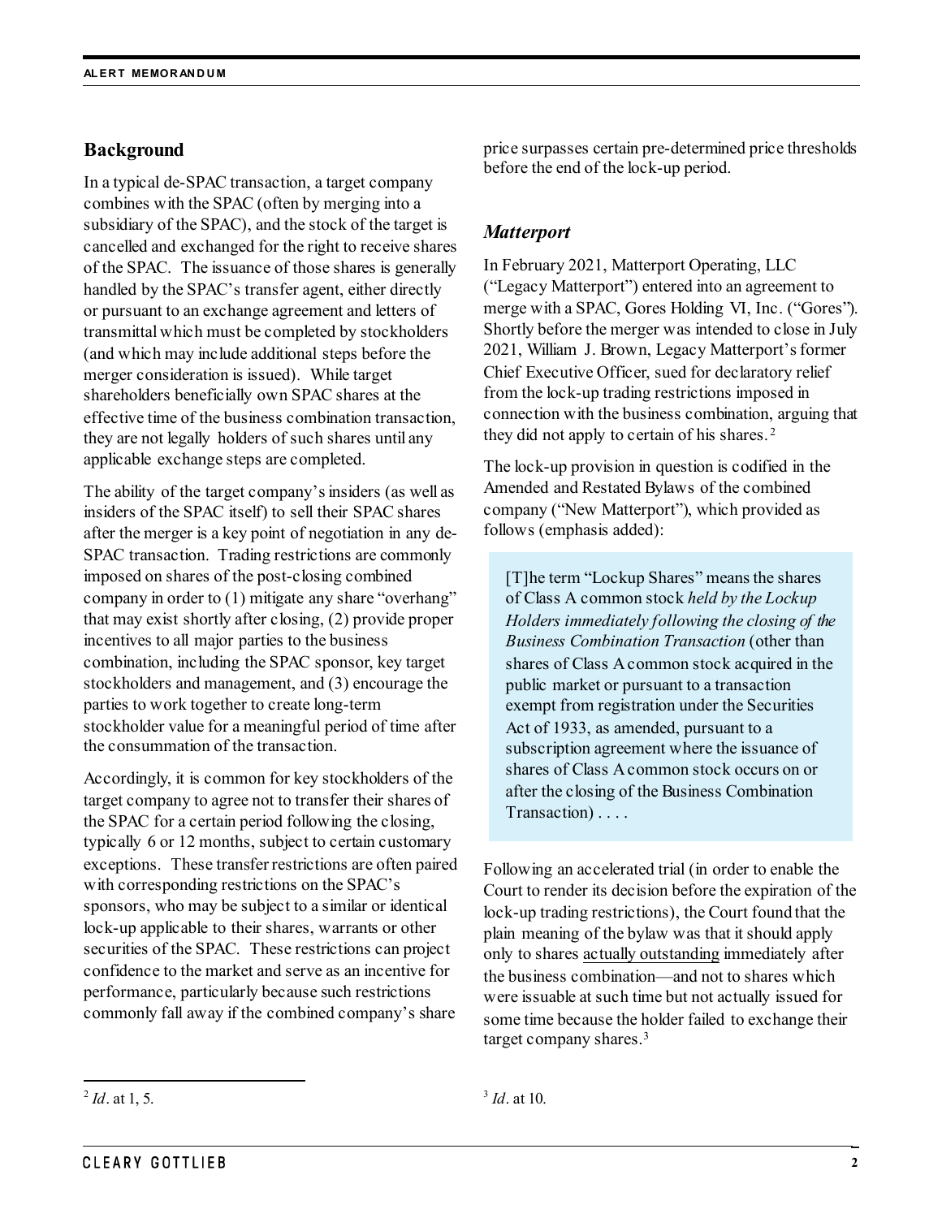## Background

In a typical de-SPAC transaction, a target company combines with the SPAC (often by merging into a subsidiary of the SPAC), and the stock of the target is cancelled and exchanged for the right to receive shares of the SPAC. The issuance of those shares is generally handled by the SPAC's transfer agent, either directly or pursuant to an exchange agreement and letters of transmittal which must be completed by stockholders (and which may include additional steps before the merger consideration is issued). While target shareholders beneficially own SPAC shares at the effective time of the business combination transaction, they are not legally holders of such shares until any applicable exchange steps are completed.

The ability of the target company's insiders (as well as insiders of the SPAC itself) to sell their SPAC shares after the merger is a key point of negotiation in any de-SPAC transaction. Trading restrictions are commonly imposed on shares of the post-closing combined company in order to (1) mitigate any share "overhang" that may exist shortly after closing, (2) provide proper incentives to all major parties to the business combination, including the SPAC sponsor, key target stockholders and management, and (3) encourage the parties to work together to create long-term stockholder value for a meaningful period of time after the consummation of the transaction.

Accordingly, it is common for key stockholders of the target company to agree not to transfer their shares of the SPAC for a certain period following the closing, typically 6 or 12 months, subject to certain customary exceptions. These transfer restrictions are often paired with corresponding restrictions on the SPAC's sponsors, who may be subject to a similar or identical lock-up applicable to their shares, warrants or other securities of the SPAC. These restrictions can project confidence to the market and serve as an incentive for performance, particularly because such restrictions commonly fall away if the combined company's share price surpasses certain pre-determined price thresholds before the end of the lock-up period.

### *Matterport*

In February 2021, Matterport Operating, LLC ("Legacy Matterport") entered into an agreement to merge with a SPAC, Gores Holding VI, Inc. ("Gores"). Shortly before the merger was intended to close in July 2021, William J. Brown, Legacy Matterport's former Chief Executive Officer, sued for declaratory relief from the lock-up trading restrictions imposed in connection with the business combination, arguing that they did not apply to certain of his shares.[2]

The lock-up provision in question is codified in the Amended and Restated Bylaws of the combined company ("New Matterport"), which provided as follows (emphasis added):

> [T]he term "Lockup Shares" means the shares of Class A common stock *held by the Lockup Holders immediately following the closing of the Business Combination Transaction* (other than shares of Class A common stock acquired in the public market or pursuant to a transaction exempt from registration under the Securities Act of 1933, as amended, pursuant to a subscription agreement where the issuance of shares of Class A common stock occurs on or after the closing of the Business Combination Transaction) . . . .

Following an accelerated trial (in order to enable the Court to render its decision before the expiration of the lock-up trading restrictions), the Court found that the plain meaning of the bylaw was that it should apply only to shares <u>actually outstanding</u> immediately after the business combination—and not to shares which were issuable at such time but not actually issued for some time because the holder failed to exchange their target company shares.[3]

---

[2] *Id*. at 1, 5.

[3] *Id*. at 10.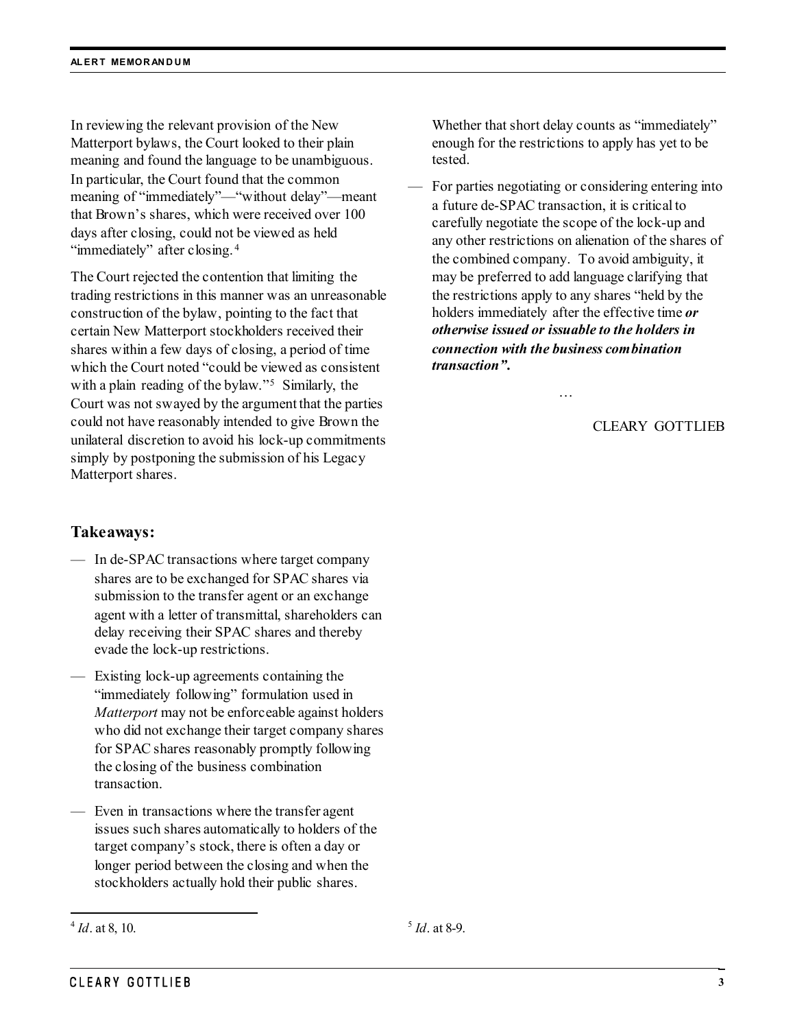In reviewing the relevant provision of the New Matterport bylaws, the Court looked to their plain meaning and found the language to be unambiguous. In particular, the Court found that the common meaning of "immediately"—"without delay"—meant that Brown's shares, which were received over 100 days after closing, could not be viewed as held "immediately" after closing.[4]

The Court rejected the contention that limiting the trading restrictions in this manner was an unreasonable construction of the bylaw, pointing to the fact that certain New Matterport stockholders received their shares within a few days of closing, a period of time which the Court noted "could be viewed as consistent with a plain reading of the bylaw."[5] Similarly, the Court was not swayed by the argument that the parties could not have reasonably intended to give Brown the unilateral discretion to avoid his lock-up commitments simply by postponing the submission of his Legacy Matterport shares.

## Takeaways:

- In de-SPAC transactions where target company shares are to be exchanged for SPAC shares via submission to the transfer agent or an exchange agent with a letter of transmittal, shareholders can delay receiving their SPAC shares and thereby evade the lock-up restrictions.
- Existing lock-up agreements containing the "immediately following" formulation used in *Matterport* may not be enforceable against holders who did not exchange their target company shares for SPAC shares reasonably promptly following the closing of the business combination transaction.
- Even in transactions where the transfer agent issues such shares automatically to holders of the target company's stock, there is often a day or longer period between the closing and when the stockholders actually hold their public shares. Whether that short delay counts as "immediately" enough for the restrictions to apply has yet to be tested.
- For parties negotiating or considering entering into a future de-SPAC transaction, it is critical to carefully negotiate the scope of the lock-up and any other restrictions on alienation of the shares of the combined company. To avoid ambiguity, it may be preferred to add language clarifying that the restrictions apply to any shares "held by the holders immediately after the effective time ***or otherwise issued or issuable to the holders in connection with the business combination transaction***".

…

CLEARY GOTTLIEB

[4] *Id*. at 8, 10.

[5] *Id*. at 8-9.